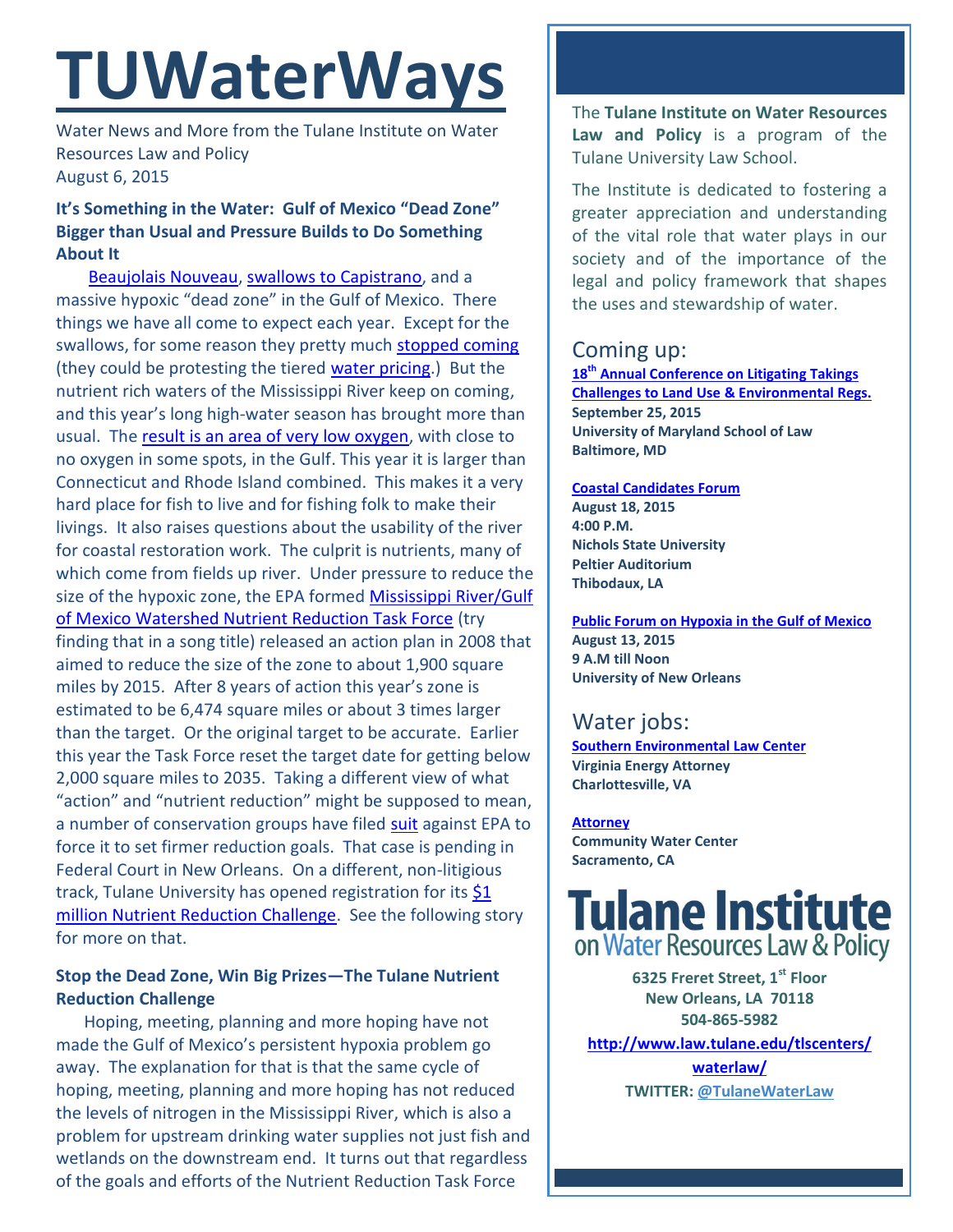# TUWaterWays

Water News and More from the Tulane Institute on Water Resources Law and Policy
August 6, 2015

### It's Something in the Water: Gulf of Mexico "Dead Zone" Bigger than Usual and Pressure Builds to Do Something About It

Beaujolais Nouveau, swallows to Capistrano, and a massive hypoxic "dead zone" in the Gulf of Mexico. There things we have all come to expect each year. Except for the swallows, for some reason they pretty much stopped coming (they could be protesting the tiered water pricing.) But the nutrient rich waters of the Mississippi River keep on coming, and this year's long high-water season has brought more than usual. The result is an area of very low oxygen, with close to no oxygen in some spots, in the Gulf. This year it is larger than Connecticut and Rhode Island combined. This makes it a very hard place for fish to live and for fishing folk to make their livings. It also raises questions about the usability of the river for coastal restoration work. The culprit is nutrients, many of which come from fields up river. Under pressure to reduce the size of the hypoxic zone, the EPA formed Mississippi River/Gulf of Mexico Watershed Nutrient Reduction Task Force (try finding that in a song title) released an action plan in 2008 that aimed to reduce the size of the zone to about 1,900 square miles by 2015. After 8 years of action this year's zone is estimated to be 6,474 square miles or about 3 times larger than the target. Or the original target to be accurate. Earlier this year the Task Force reset the target date for getting below 2,000 square miles to 2035. Taking a different view of what "action" and "nutrient reduction" might be supposed to mean, a number of conservation groups have filed suit against EPA to force it to set firmer reduction goals. That case is pending in Federal Court in New Orleans. On a different, non-litigious track, Tulane University has opened registration for its $1 million Nutrient Reduction Challenge. See the following story for more on that.

### Stop the Dead Zone, Win Big Prizes—The Tulane Nutrient Reduction Challenge

Hoping, meeting, planning and more hoping have not made the Gulf of Mexico's persistent hypoxia problem go away. The explanation for that is that the same cycle of hoping, meeting, planning and more hoping has not reduced the levels of nitrogen in the Mississippi River, which is also a problem for upstream drinking water supplies not just fish and wetlands on the downstream end. It turns out that regardless of the goals and efforts of the Nutrient Reduction Task Force

The **Tulane Institute on Water Resources Law and Policy** is a program of the Tulane University Law School.

The Institute is dedicated to fostering a greater appreciation and understanding of the vital role that water plays in our society and of the importance of the legal and policy framework that shapes the uses and stewardship of water.

## Coming up:

**18th Annual Conference on Litigating Takings Challenges to Land Use & Environmental Regs.**
**September 25, 2015**
**University of Maryland School of Law**
**Baltimore, MD**

**Coastal Candidates Forum**
**August 18, 2015**
**4:00 P.M.**
**Nichols State University**
**Peltier Auditorium**
**Thibodaux, LA**

**Public Forum on Hypoxia in the Gulf of Mexico**
**August 13, 2015**
**9 A.M till Noon**
**University of New Orleans**

## Water jobs:

**Southern Environmental Law Center**
**Virginia Energy Attorney**
**Charlottesville, VA**

**Attorney**
**Community Water Center**
**Sacramento, CA**

**Tulane Institute on Water Resources Law & Policy**

**6325 Freret Street, 1st Floor**
**New Orleans, LA 70118**
**504-865-5982**
**http://www.law.tulane.edu/tlscenters/waterlaw/**
**TWITTER: @TulaneWaterLaw**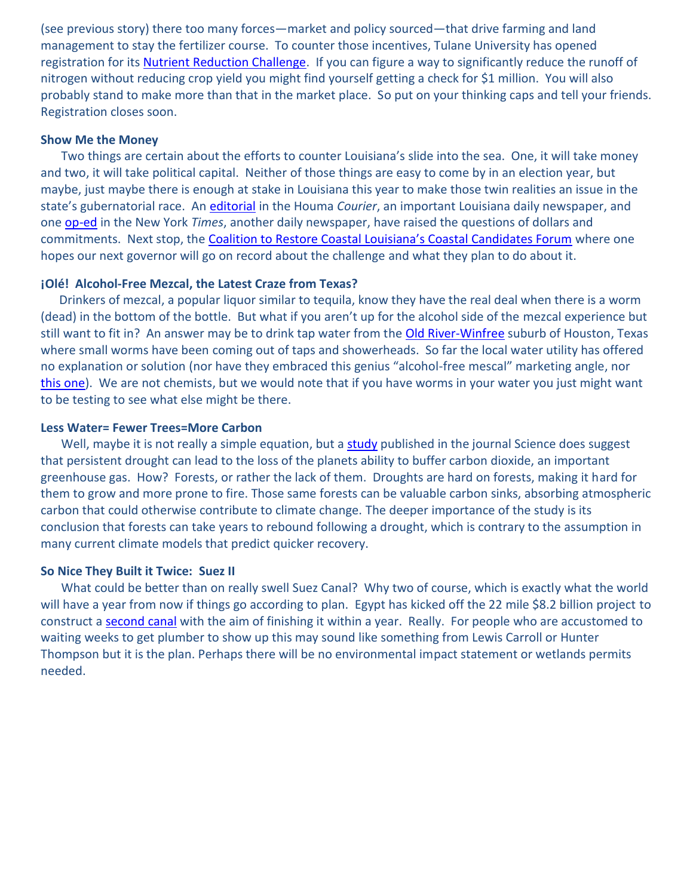(see previous story) there too many forces—market and policy sourced—that drive farming and land management to stay the fertilizer course. To counter those incentives, Tulane University has opened registration for its Nutrient Reduction Challenge. If you can figure a way to significantly reduce the runoff of nitrogen without reducing crop yield you might find yourself getting a check for $1 million. You will also probably stand to make more than that in the market place. So put on your thinking caps and tell your friends. Registration closes soon.

**Show Me the Money**

Two things are certain about the efforts to counter Louisiana's slide into the sea. One, it will take money and two, it will take political capital. Neither of those things are easy to come by in an election year, but maybe, just maybe there is enough at stake in Louisiana this year to make those twin realities an issue in the state's gubernatorial race. An editorial in the Houma *Courier*, an important Louisiana daily newspaper, and one op-ed in the New York *Times*, another daily newspaper, have raised the questions of dollars and commitments. Next stop, the Coalition to Restore Coastal Louisiana's Coastal Candidates Forum where one hopes our next governor will go on record about the challenge and what they plan to do about it.

**¡Olé! Alcohol-Free Mezcal, the Latest Craze from Texas?**

Drinkers of mezcal, a popular liquor similar to tequila, know they have the real deal when there is a worm (dead) in the bottom of the bottle. But what if you aren't up for the alcohol side of the mezcal experience but still want to fit in? An answer may be to drink tap water from the Old River-Winfree suburb of Houston, Texas where small worms have been coming out of taps and showerheads. So far the local water utility has offered no explanation or solution (nor have they embraced this genius "alcohol-free mescal" marketing angle, nor this one). We are not chemists, but we would note that if you have worms in your water you just might want to be testing to see what else might be there.

**Less Water= Fewer Trees=More Carbon**

Well, maybe it is not really a simple equation, but a study published in the journal Science does suggest that persistent drought can lead to the loss of the planets ability to buffer carbon dioxide, an important greenhouse gas. How? Forests, or rather the lack of them. Droughts are hard on forests, making it hard for them to grow and more prone to fire. Those same forests can be valuable carbon sinks, absorbing atmospheric carbon that could otherwise contribute to climate change. The deeper importance of the study is its conclusion that forests can take years to rebound following a drought, which is contrary to the assumption in many current climate models that predict quicker recovery.

**So Nice They Built it Twice: Suez II**

What could be better than on really swell Suez Canal? Why two of course, which is exactly what the world will have a year from now if things go according to plan. Egypt has kicked off the 22 mile $8.2 billion project to construct a second canal with the aim of finishing it within a year. Really. For people who are accustomed to waiting weeks to get plumber to show up this may sound like something from Lewis Carroll or Hunter Thompson but it is the plan. Perhaps there will be no environmental impact statement or wetlands permits needed.